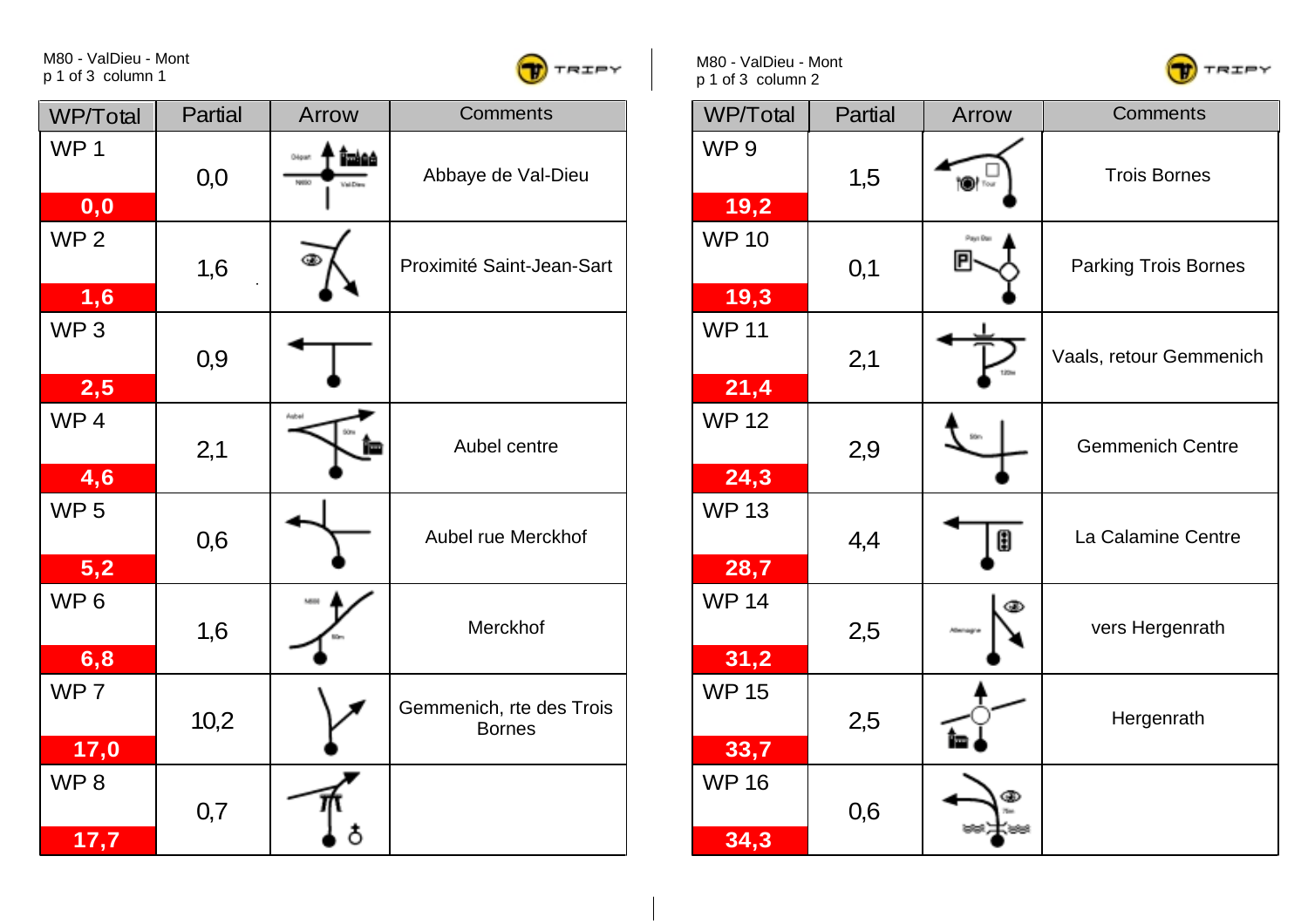M80 - ValDieu - Mont
p 1 of 3 column 1

| WP/Total | Partial | Arrow | Comments |
|---|---|---|---|
| WP 1 / 0,0 | 0,0 | | Abbaye de Val-Dieu |
| WP 2 / 1,6 | 1,6 | | Proximité Saint-Jean-Sart |
| WP 3 / 2,5 | 0,9 | | |
| WP 4 / 4,6 | 2,1 | | Aubel centre |
| WP 5 / 5,2 | 0,6 | | Aubel rue Merckhof |
| WP 6 / 6,8 | 1,6 | | Merckhof |
| WP 7 / 17,0 | 10,2 | | Gemmenich, rte des Trois Bornes |
| WP 8 / 17,7 | 0,7 | | |

M80 - ValDieu - Mont
p 1 of 3 column 2

| WP/Total | Partial | Arrow | Comments |
|---|---|---|---|
| WP 9 / 19,2 | 1,5 | | Trois Bornes |
| WP 10 / 19,3 | 0,1 | | Parking Trois Bornes |
| WP 11 / 21,4 | 2,1 | | Vaals, retour Gemmenich |
| WP 12 / 24,3 | 2,9 | | Gemmenich Centre |
| WP 13 / 28,7 | 4,4 | | La Calamine Centre |
| WP 14 / 31,2 | 2,5 | | vers Hergenrath |
| WP 15 / 33,7 | 2,5 | | Hergenrath |
| WP 16 / 34,3 | 0,6 | | |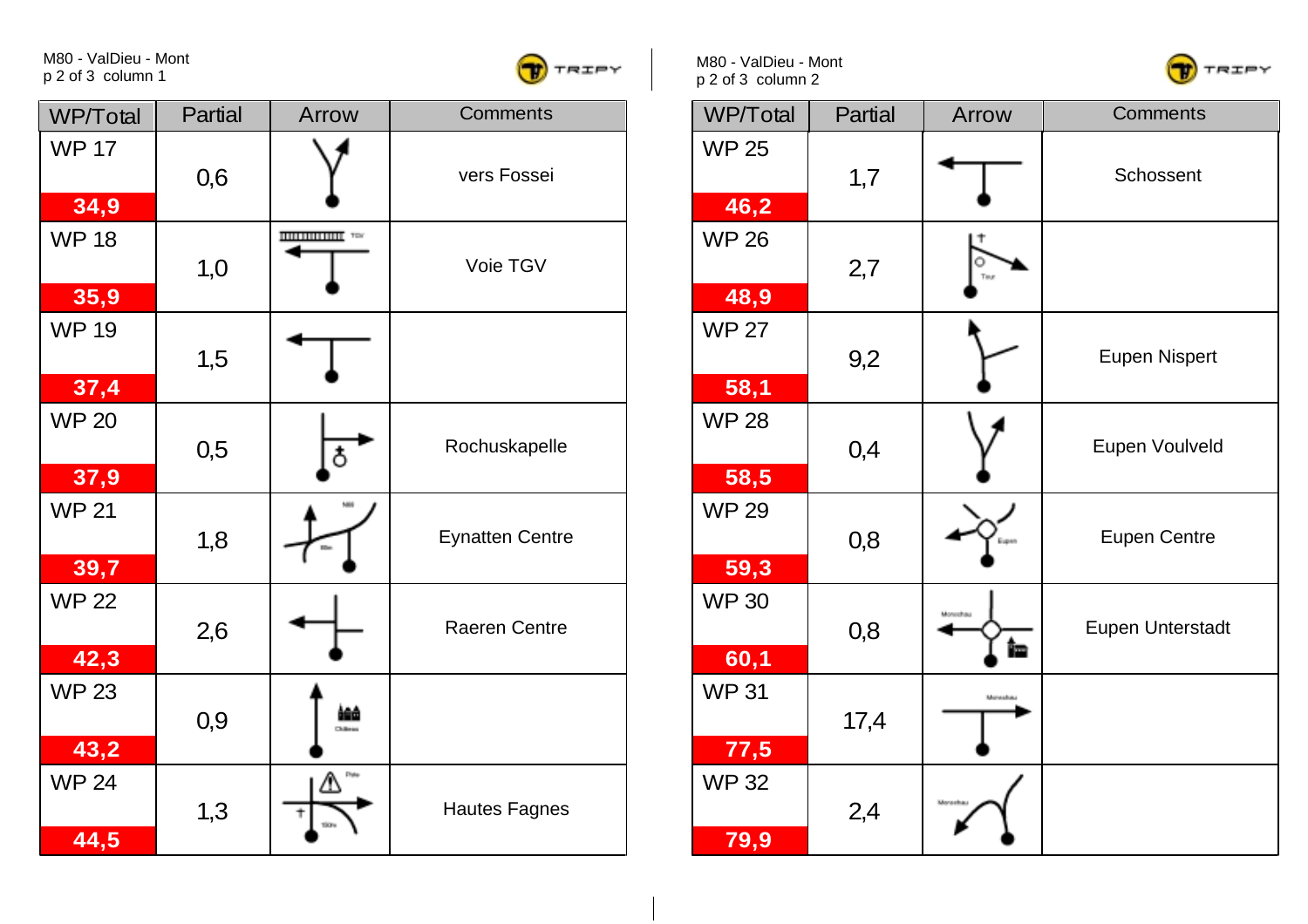| WP/Total | Partial | Arrow | Comments |
|---|---|---|---|
| WP 17 / 34,9 | 0,6 | | vers Fossei |
| WP 18 / 35,9 | 1,0 | TGV | Voie TGV |
| WP 19 / 37,4 | 1,5 | | |
| WP 20 / 37,9 | 0,5 | | Rochuskapelle |
| WP 21 / 39,7 | 1,8 | N68 | Eynatten Centre |
| WP 22 / 42,3 | 2,6 | | Raeren Centre |
| WP 23 / 43,2 | 0,9 | Château | |
| WP 24 / 44,5 | 1,3 | | Hautes Fagnes |

| WP/Total | Partial | Arrow | Comments |
|---|---|---|---|
| WP 25 / 46,2 | 1,7 | | Schossent |
| WP 26 / 48,9 | 2,7 | Tour | |
| WP 27 / 58,1 | 9,2 | | Eupen Nispert |
| WP 28 / 58,5 | 0,4 | | Eupen Voulveld |
| WP 29 / 59,3 | 0,8 | Eupen | Eupen Centre |
| WP 30 / 60,1 | 0,8 | Monschau | Eupen Unterstadt |
| WP 31 / 77,5 | 17,4 | Monschau | |
| WP 32 / 79,9 | 2,4 | Monschau | |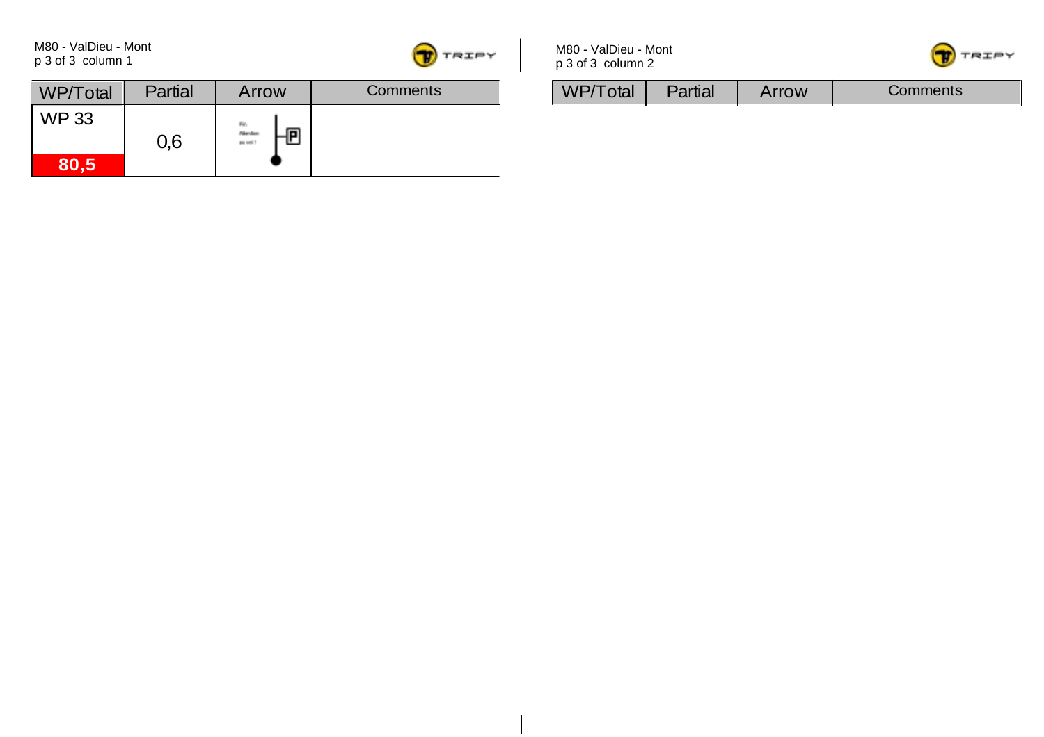M80 - ValDieu - Mont
p 3 of 3 column 1

| WP/Total | Partial | Arrow | Comments |
|---|---|---|---|
| WP 33<br>**80,5** | 0,6 | Fin<br>Attention<br>au vol ! | |

M80 - ValDieu - Mont
p 3 of 3 column 2

| WP/Total | Partial | Arrow | Comments |
|---|---|---|---|